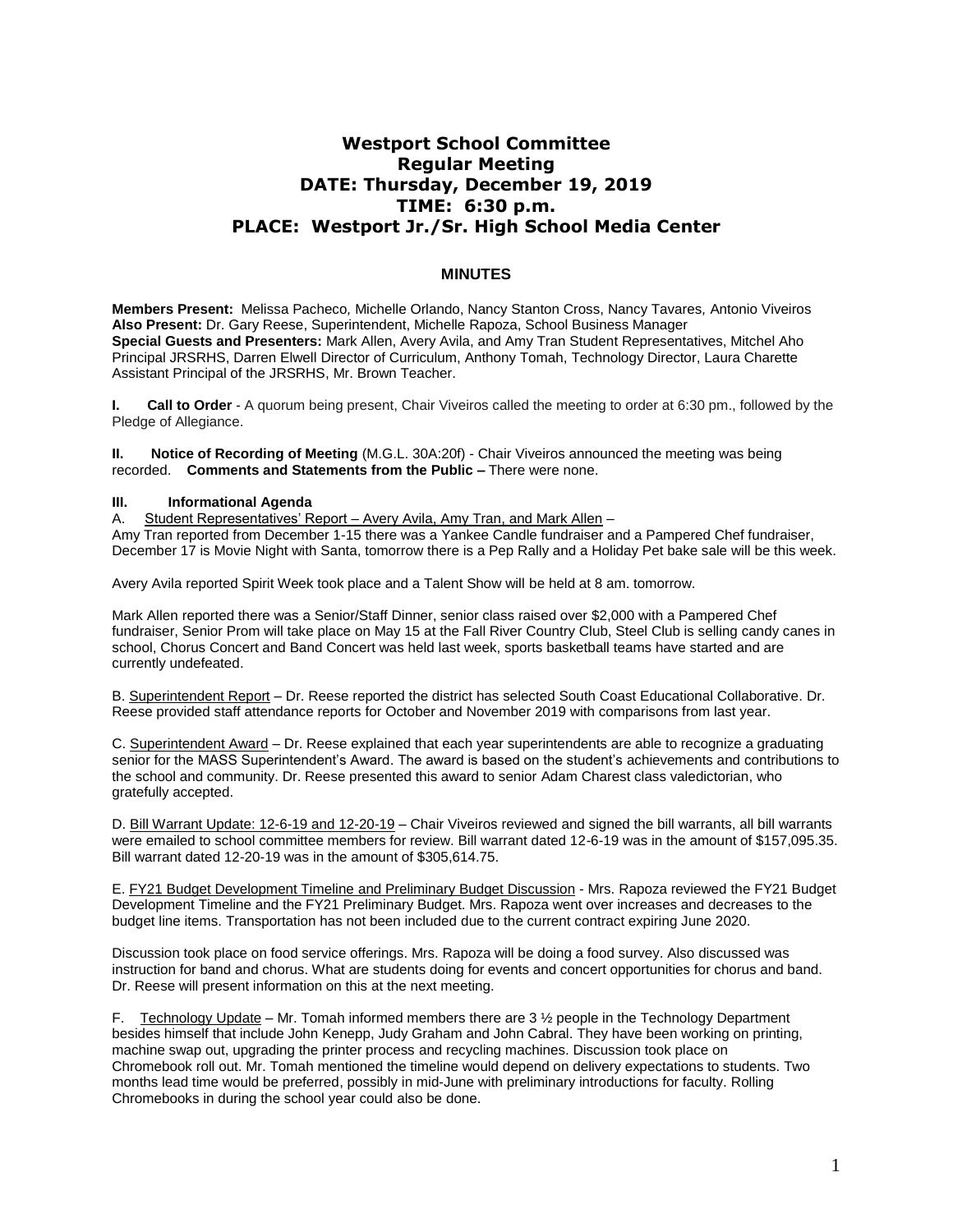# Westport School Committee
# Regular Meeting
# DATE: Thursday, December 19, 2019
# TIME: 6:30 p.m.
# PLACE: Westport Jr./Sr. High School Media Center

## MINUTES

**Members Present:** Melissa Pacheco, Michelle Orlando, Nancy Stanton Cross, Nancy Tavares, Antonio Viveiros
**Also Present:** Dr. Gary Reese, Superintendent, Michelle Rapoza, School Business Manager
**Special Guests and Presenters:** Mark Allen, Avery Avila, and Amy Tran Student Representatives, Mitchel Aho Principal JRSRHS, Darren Elwell Director of Curriculum, Anthony Tomah, Technology Director, Laura Charette Assistant Principal of the JRSRHS, Mr. Brown Teacher.

**I. Call to Order** - A quorum being present, Chair Viveiros called the meeting to order at 6:30 pm., followed by the Pledge of Allegiance.

**II. Notice of Recording of Meeting** (M.G.L. 30A:20f) - Chair Viveiros announced the meeting was being recorded. **Comments and Statements from the Public –** There were none.

**III. Informational Agenda**

A. Student Representatives' Report – Avery Avila, Amy Tran, and Mark Allen –
Amy Tran reported from December 1-15 there was a Yankee Candle fundraiser and a Pampered Chef fundraiser, December 17 is Movie Night with Santa, tomorrow there is a Pep Rally and a Holiday Pet bake sale will be this week.

Avery Avila reported Spirit Week took place and a Talent Show will be held at 8 am. tomorrow.

Mark Allen reported there was a Senior/Staff Dinner, senior class raised over $2,000 with a Pampered Chef fundraiser, Senior Prom will take place on May 15 at the Fall River Country Club, Steel Club is selling candy canes in school, Chorus Concert and Band Concert was held last week, sports basketball teams have started and are currently undefeated.

B. Superintendent Report – Dr. Reese reported the district has selected South Coast Educational Collaborative. Dr. Reese provided staff attendance reports for October and November 2019 with comparisons from last year.

C. Superintendent Award – Dr. Reese explained that each year superintendents are able to recognize a graduating senior for the MASS Superintendent's Award. The award is based on the student's achievements and contributions to the school and community. Dr. Reese presented this award to senior Adam Charest class valedictorian, who gratefully accepted.

D. Bill Warrant Update: 12-6-19 and 12-20-19 – Chair Viveiros reviewed and signed the bill warrants, all bill warrants were emailed to school committee members for review. Bill warrant dated 12-6-19 was in the amount of $157,095.35. Bill warrant dated 12-20-19 was in the amount of $305,614.75.

E. FY21 Budget Development Timeline and Preliminary Budget Discussion - Mrs. Rapoza reviewed the FY21 Budget Development Timeline and the FY21 Preliminary Budget. Mrs. Rapoza went over increases and decreases to the budget line items. Transportation has not been included due to the current contract expiring June 2020.

Discussion took place on food service offerings. Mrs. Rapoza will be doing a food survey. Also discussed was instruction for band and chorus. What are students doing for events and concert opportunities for chorus and band. Dr. Reese will present information on this at the next meeting.

F. Technology Update – Mr. Tomah informed members there are 3 ½ people in the Technology Department besides himself that include John Kenepp, Judy Graham and John Cabral. They have been working on printing, machine swap out, upgrading the printer process and recycling machines. Discussion took place on Chromebook roll out. Mr. Tomah mentioned the timeline would depend on delivery expectations to students. Two months lead time would be preferred, possibly in mid-June with preliminary introductions for faculty. Rolling Chromebooks in during the school year could also be done.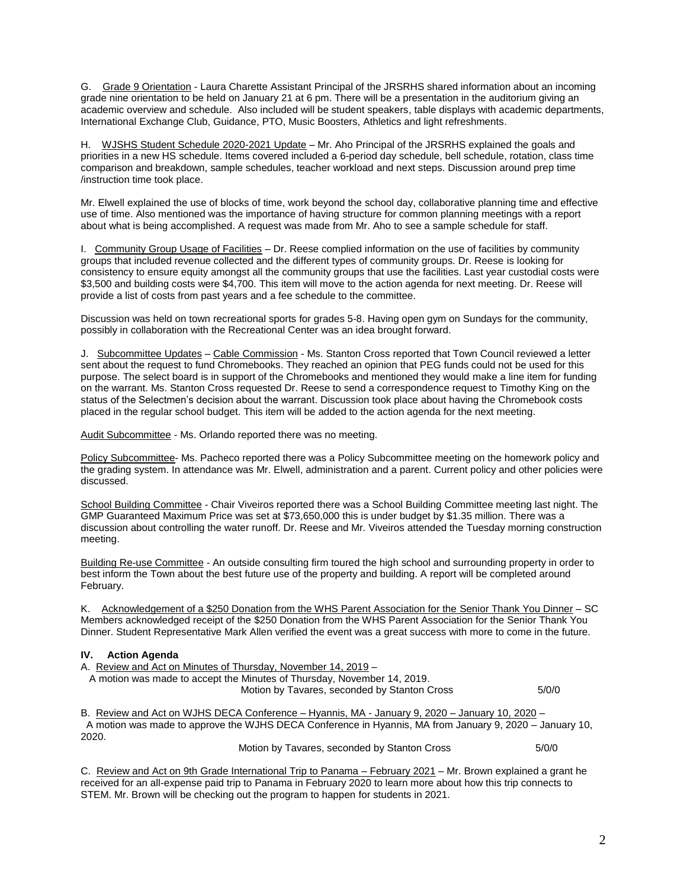G. Grade 9 Orientation - Laura Charette Assistant Principal of the JRSRHS shared information about an incoming grade nine orientation to be held on January 21 at 6 pm. There will be a presentation in the auditorium giving an academic overview and schedule. Also included will be student speakers, table displays with academic departments, International Exchange Club, Guidance, PTO, Music Boosters, Athletics and light refreshments.

H. WJSHS Student Schedule 2020-2021 Update – Mr. Aho Principal of the JRSRHS explained the goals and priorities in a new HS schedule. Items covered included a 6-period day schedule, bell schedule, rotation, class time comparison and breakdown, sample schedules, teacher workload and next steps. Discussion around prep time /instruction time took place.

Mr. Elwell explained the use of blocks of time, work beyond the school day, collaborative planning time and effective use of time. Also mentioned was the importance of having structure for common planning meetings with a report about what is being accomplished. A request was made from Mr. Aho to see a sample schedule for staff.

I. Community Group Usage of Facilities – Dr. Reese complied information on the use of facilities by community groups that included revenue collected and the different types of community groups. Dr. Reese is looking for consistency to ensure equity amongst all the community groups that use the facilities. Last year custodial costs were $3,500 and building costs were $4,700. This item will move to the action agenda for next meeting. Dr. Reese will provide a list of costs from past years and a fee schedule to the committee.

Discussion was held on town recreational sports for grades 5-8. Having open gym on Sundays for the community, possibly in collaboration with the Recreational Center was an idea brought forward.

J. Subcommittee Updates – Cable Commission - Ms. Stanton Cross reported that Town Council reviewed a letter sent about the request to fund Chromebooks. They reached an opinion that PEG funds could not be used for this purpose. The select board is in support of the Chromebooks and mentioned they would make a line item for funding on the warrant. Ms. Stanton Cross requested Dr. Reese to send a correspondence request to Timothy King on the status of the Selectmen's decision about the warrant. Discussion took place about having the Chromebook costs placed in the regular school budget. This item will be added to the action agenda for the next meeting.

Audit Subcommittee - Ms. Orlando reported there was no meeting.

Policy Subcommittee- Ms. Pacheco reported there was a Policy Subcommittee meeting on the homework policy and the grading system. In attendance was Mr. Elwell, administration and a parent. Current policy and other policies were discussed.

School Building Committee - Chair Viveiros reported there was a School Building Committee meeting last night. The GMP Guaranteed Maximum Price was set at $73,650,000 this is under budget by $1.35 million. There was a discussion about controlling the water runoff. Dr. Reese and Mr. Viveiros attended the Tuesday morning construction meeting.

Building Re-use Committee - An outside consulting firm toured the high school and surrounding property in order to best inform the Town about the best future use of the property and building. A report will be completed around February.

K. Acknowledgement of a $250 Donation from the WHS Parent Association for the Senior Thank You Dinner – SC Members acknowledged receipt of the $250 Donation from the WHS Parent Association for the Senior Thank You Dinner. Student Representative Mark Allen verified the event was a great success with more to come in the future.

**IV. Action Agenda**

A. Review and Act on Minutes of Thursday, November 14, 2019 –
A motion was made to accept the Minutes of Thursday, November 14, 2019.
Motion by Tavares, seconded by Stanton Cross 5/0/0

B. Review and Act on WJHS DECA Conference – Hyannis, MA - January 9, 2020 – January 10, 2020 –
A motion was made to approve the WJHS DECA Conference in Hyannis, MA from January 9, 2020 – January 10, 2020.
Motion by Tavares, seconded by Stanton Cross 5/0/0

C. Review and Act on 9th Grade International Trip to Panama – February 2021 – Mr. Brown explained a grant he received for an all-expense paid trip to Panama in February 2020 to learn more about how this trip connects to STEM. Mr. Brown will be checking out the program to happen for students in 2021.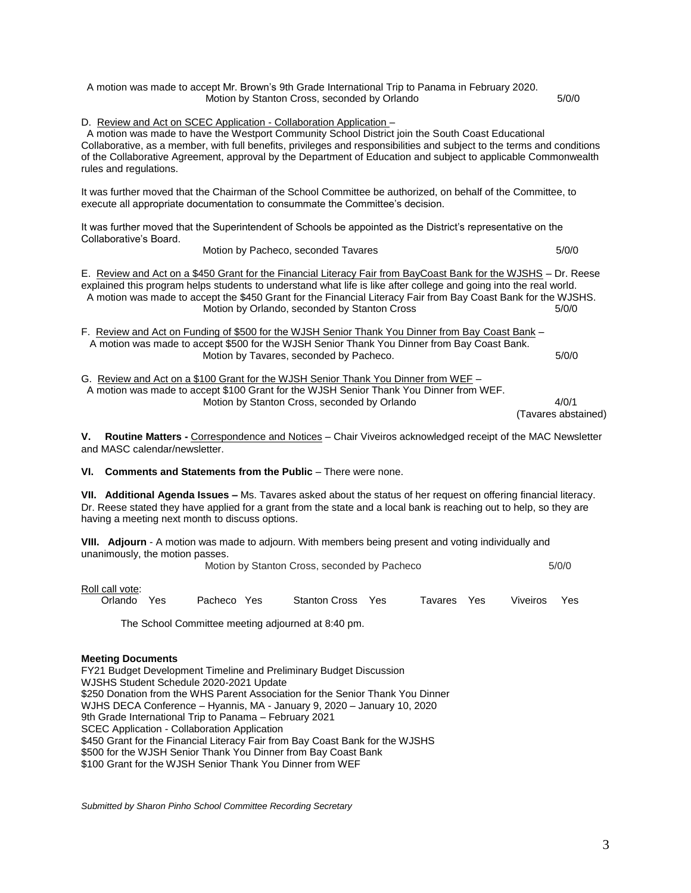A motion was made to accept Mr. Brown's 9th Grade International Trip to Panama in February 2020.
Motion by Stanton Cross, seconded by Orlando 5/0/0

D. Review and Act on SCEC Application - Collaboration Application –
A motion was made to have the Westport Community School District join the South Coast Educational Collaborative, as a member, with full benefits, privileges and responsibilities and subject to the terms and conditions of the Collaborative Agreement, approval by the Department of Education and subject to applicable Commonwealth rules and regulations.

It was further moved that the Chairman of the School Committee be authorized, on behalf of the Committee, to execute all appropriate documentation to consummate the Committee's decision.

It was further moved that the Superintendent of Schools be appointed as the District's representative on the Collaborative's Board.
Motion by Pacheco, seconded Tavares 5/0/0

E. Review and Act on a $450 Grant for the Financial Literacy Fair from BayCoast Bank for the WJSHS – Dr. Reese explained this program helps students to understand what life is like after college and going into the real world.
A motion was made to accept the $450 Grant for the Financial Literacy Fair from Bay Coast Bank for the WJSHS.
Motion by Orlando, seconded by Stanton Cross 5/0/0

F. Review and Act on Funding of $500 for the WJSH Senior Thank You Dinner from Bay Coast Bank –
A motion was made to accept $500 for the WJSH Senior Thank You Dinner from Bay Coast Bank.
Motion by Tavares, seconded by Pacheco. 5/0/0

G. Review and Act on a $100 Grant for the WJSH Senior Thank You Dinner from WEF –
A motion was made to accept $100 Grant for the WJSH Senior Thank You Dinner from WEF.
Motion by Stanton Cross, seconded by Orlando 4/0/1
(Tavares abstained)

**V. Routine Matters -** Correspondence and Notices – Chair Viveiros acknowledged receipt of the MAC Newsletter and MASC calendar/newsletter.

**VI. Comments and Statements from the Public** – There were none.

**VII. Additional Agenda Issues –** Ms. Tavares asked about the status of her request on offering financial literacy. Dr. Reese stated they have applied for a grant from the state and a local bank is reaching out to help, so they are having a meeting next month to discuss options.

**VIII. Adjourn** - A motion was made to adjourn. With members being present and voting individually and unanimously, the motion passes.
Motion by Stanton Cross, seconded by Pacheco 5/0/0

Roll call vote:
Orlando Yes Pacheco Yes Stanton Cross Yes Tavares Yes Viveiros Yes

The School Committee meeting adjourned at 8:40 pm.

**Meeting Documents**
FY21 Budget Development Timeline and Preliminary Budget Discussion
WJSHS Student Schedule 2020-2021 Update
$250 Donation from the WHS Parent Association for the Senior Thank You Dinner
WJHS DECA Conference – Hyannis, MA - January 9, 2020 – January 10, 2020
9th Grade International Trip to Panama – February 2021
SCEC Application - Collaboration Application
$450 Grant for the Financial Literacy Fair from Bay Coast Bank for the WJSHS
$500 for the WJSH Senior Thank You Dinner from Bay Coast Bank
$100 Grant for the WJSH Senior Thank You Dinner from WEF

*Submitted by Sharon Pinho School Committee Recording Secretary*